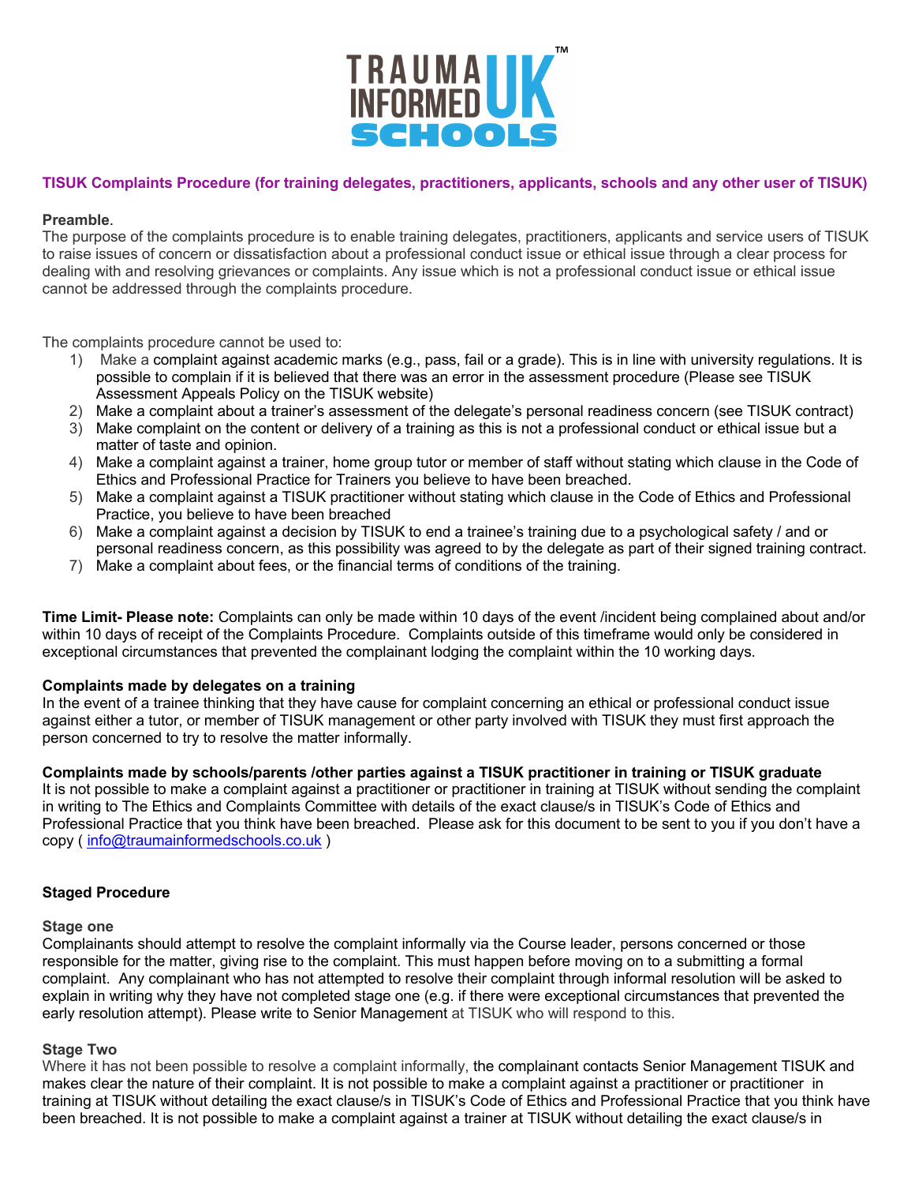TRAUMA INFORMED UK™ SCHOOLS

## TISUK Complaints Procedure (for training delegates, practitioners, applicants, schools and any other user of TISUK)

**Preamble**.

The purpose of the complaints procedure is to enable training delegates, practitioners, applicants and service users of TISUK to raise issues of concern or dissatisfaction about a professional conduct issue or ethical issue through a clear process for dealing with and resolving grievances or complaints. Any issue which is not a professional conduct issue or ethical issue cannot be addressed through the complaints procedure.

The complaints procedure cannot be used to:

1) Make a complaint against academic marks (e.g., pass, fail or a grade). This is in line with university regulations. It is possible to complain if it is believed that there was an error in the assessment procedure (Please see TISUK Assessment Appeals Policy on the TISUK website)
2) Make a complaint about a trainer's assessment of the delegate's personal readiness concern (see TISUK contract)
3) Make complaint on the content or delivery of a training as this is not a professional conduct or ethical issue but a matter of taste and opinion.
4) Make a complaint against a trainer, home group tutor or member of staff without stating which clause in the Code of Ethics and Professional Practice for Trainers you believe to have been breached.
5) Make a complaint against a TISUK practitioner without stating which clause in the Code of Ethics and Professional Practice, you believe to have been breached
6) Make a complaint against a decision by TISUK to end a trainee's training due to a psychological safety / and or personal readiness concern, as this possibility was agreed to by the delegate as part of their signed training contract.
7) Make a complaint about fees, or the financial terms of conditions of the training.

**Time Limit- Please note:** Complaints can only be made within 10 days of the event /incident being complained about and/or within 10 days of receipt of the Complaints Procedure. Complaints outside of this timeframe would only be considered in exceptional circumstances that prevented the complainant lodging the complaint within the 10 working days.

**Complaints made by delegates on a training**

In the event of a trainee thinking that they have cause for complaint concerning an ethical or professional conduct issue against either a tutor, or member of TISUK management or other party involved with TISUK they must first approach the person concerned to try to resolve the matter informally.

**Complaints made by schools/parents /other parties against a TISUK practitioner in training or TISUK graduate**

It is not possible to make a complaint against a practitioner or practitioner in training at TISUK without sending the complaint in writing to The Ethics and Complaints Committee with details of the exact clause/s in TISUK's Code of Ethics and Professional Practice that you think have been breached. Please ask for this document to be sent to you if you don't have a copy ( info@traumainformedschools.co.uk )

### Staged Procedure

**Stage one**

Complainants should attempt to resolve the complaint informally via the Course leader, persons concerned or those responsible for the matter, giving rise to the complaint. This must happen before moving on to a submitting a formal complaint. Any complainant who has not attempted to resolve their complaint through informal resolution will be asked to explain in writing why they have not completed stage one (e.g. if there were exceptional circumstances that prevented the early resolution attempt). Please write to Senior Management at TISUK who will respond to this.

**Stage Two**

Where it has not been possible to resolve a complaint informally, the complainant contacts Senior Management TISUK and makes clear the nature of their complaint. It is not possible to make a complaint against a practitioner or practitioner in training at TISUK without detailing the exact clause/s in TISUK's Code of Ethics and Professional Practice that you think have been breached. It is not possible to make a complaint against a trainer at TISUK without detailing the exact clause/s in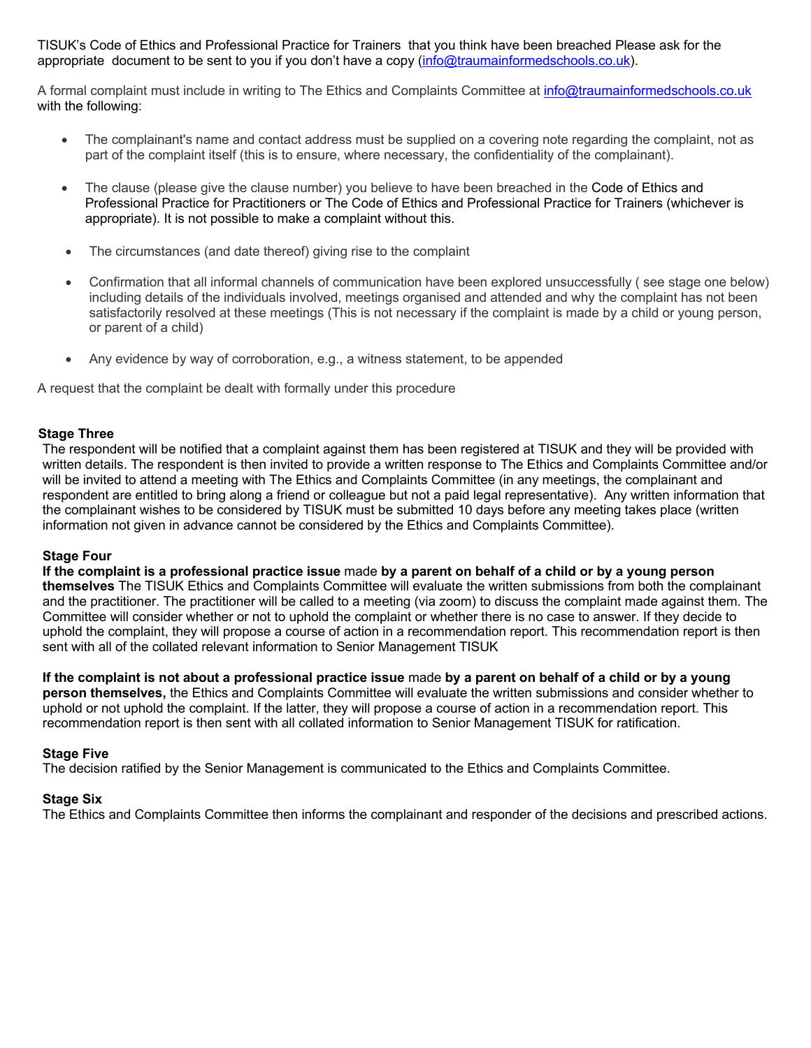TISUK's Code of Ethics and Professional Practice for Trainers that you think have been breached Please ask for the appropriate document to be sent to you if you don't have a copy (info@traumainformedschools.co.uk).

A formal complaint must include in writing to The Ethics and Complaints Committee at info@traumainformedschools.co.uk with the following:

- The complainant's name and contact address must be supplied on a covering note regarding the complaint, not as part of the complaint itself (this is to ensure, where necessary, the confidentiality of the complainant).
- The clause (please give the clause number) you believe to have been breached in the Code of Ethics and Professional Practice for Practitioners or The Code of Ethics and Professional Practice for Trainers (whichever is appropriate). It is not possible to make a complaint without this.
- The circumstances (and date thereof) giving rise to the complaint
- Confirmation that all informal channels of communication have been explored unsuccessfully ( see stage one below) including details of the individuals involved, meetings organised and attended and why the complaint has not been satisfactorily resolved at these meetings (This is not necessary if the complaint is made by a child or young person, or parent of a child)
- Any evidence by way of corroboration, e.g., a witness statement, to be appended

A request that the complaint be dealt with formally under this procedure

**Stage Three**
The respondent will be notified that a complaint against them has been registered at TISUK and they will be provided with written details. The respondent is then invited to provide a written response to The Ethics and Complaints Committee and/or will be invited to attend a meeting with The Ethics and Complaints Committee (in any meetings, the complainant and respondent are entitled to bring along a friend or colleague but not a paid legal representative). Any written information that the complainant wishes to be considered by TISUK must be submitted 10 days before any meeting takes place (written information not given in advance cannot be considered by the Ethics and Complaints Committee).

**Stage Four**
**If the complaint is a professional practice issue** made **by a parent on behalf of a child or by a young person themselves** The TISUK Ethics and Complaints Committee will evaluate the written submissions from both the complainant and the practitioner. The practitioner will be called to a meeting (via zoom) to discuss the complaint made against them. The Committee will consider whether or not to uphold the complaint or whether there is no case to answer. If they decide to uphold the complaint, they will propose a course of action in a recommendation report. This recommendation report is then sent with all of the collated relevant information to Senior Management TISUK

**If the complaint is not about a professional practice issue** made **by a parent on behalf of a child or by a young person themselves,** the Ethics and Complaints Committee will evaluate the written submissions and consider whether to uphold or not uphold the complaint. If the latter, they will propose a course of action in a recommendation report. This recommendation report is then sent with all collated information to Senior Management TISUK for ratification.

**Stage Five**
The decision ratified by the Senior Management is communicated to the Ethics and Complaints Committee.

**Stage Six**
The Ethics and Complaints Committee then informs the complainant and responder of the decisions and prescribed actions.